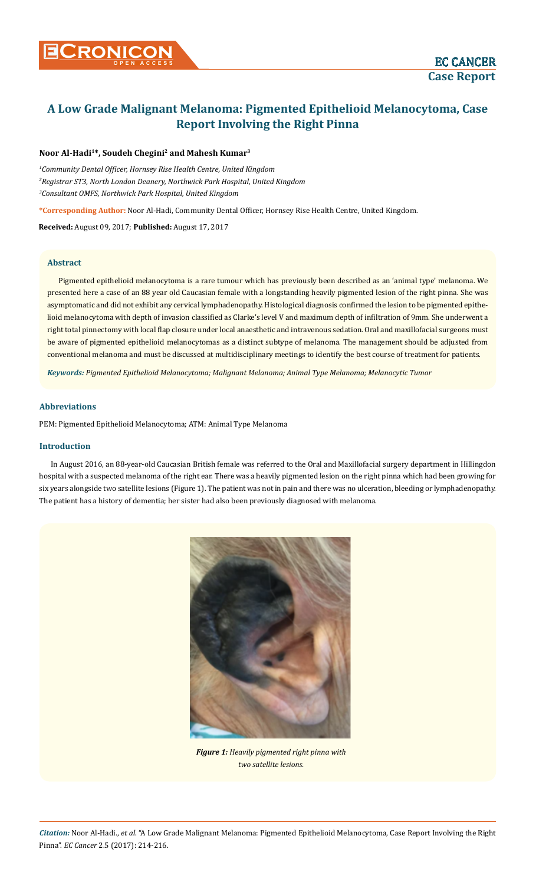# A Low Grade Malignant Melanoma: Pigmented Epithelioid Melanocytoma, Case Report Involving the Right Pinna

**Noor Al-Hadi[1]*, Soudeh Chegini[2] and Mahesh Kumar[3]**

[1]*Community Dental Officer, Hornsey Rise Health Centre, United Kingdom*

[2]*Registrar ST3, North London Deanery, Northwick Park Hospital, United Kingdom*

[3]*Consultant OMFS, Northwick Park Hospital, United Kingdom*

**\*Corresponding Author:** Noor Al-Hadi, Community Dental Officer, Hornsey Rise Health Centre, United Kingdom.

**Received:** August 09, 2017; **Published:** August 17, 2017

### Abstract

Pigmented epithelioid melanocytoma is a rare tumour which has previously been described as an 'animal type' melanoma. We presented here a case of an 88 year old Caucasian female with a longstanding heavily pigmented lesion of the right pinna. She was asymptomatic and did not exhibit any cervical lymphadenopathy. Histological diagnosis confirmed the lesion to be pigmented epithelioid melanocytoma with depth of invasion classified as Clarke's level V and maximum depth of infiltration of 9mm. She underwent a right total pinnectomy with local flap closure under local anaesthetic and intravenous sedation. Oral and maxillofacial surgeons must be aware of pigmented epithelioid melanocytomas as a distinct subtype of melanoma. The management should be adjusted from conventional melanoma and must be discussed at multidisciplinary meetings to identify the best course of treatment for patients.

***Keywords:*** *Pigmented Epithelioid Melanocytoma; Malignant Melanoma; Animal Type Melanoma; Melanocytic Tumor*

### Abbreviations

PEM: Pigmented Epithelioid Melanocytoma; ATM: Animal Type Melanoma

### Introduction

In August 2016, an 88-year-old Caucasian British female was referred to the Oral and Maxillofacial surgery department in Hillingdon hospital with a suspected melanoma of the right ear. There was a heavily pigmented lesion on the right pinna which had been growing for six years alongside two satellite lesions (Figure 1). The patient was not in pain and there was no ulceration, bleeding or lymphadenopathy. The patient has a history of dementia; her sister had also been previously diagnosed with melanoma.

***Figure 1:*** *Heavily pigmented right pinna with two satellite lesions.*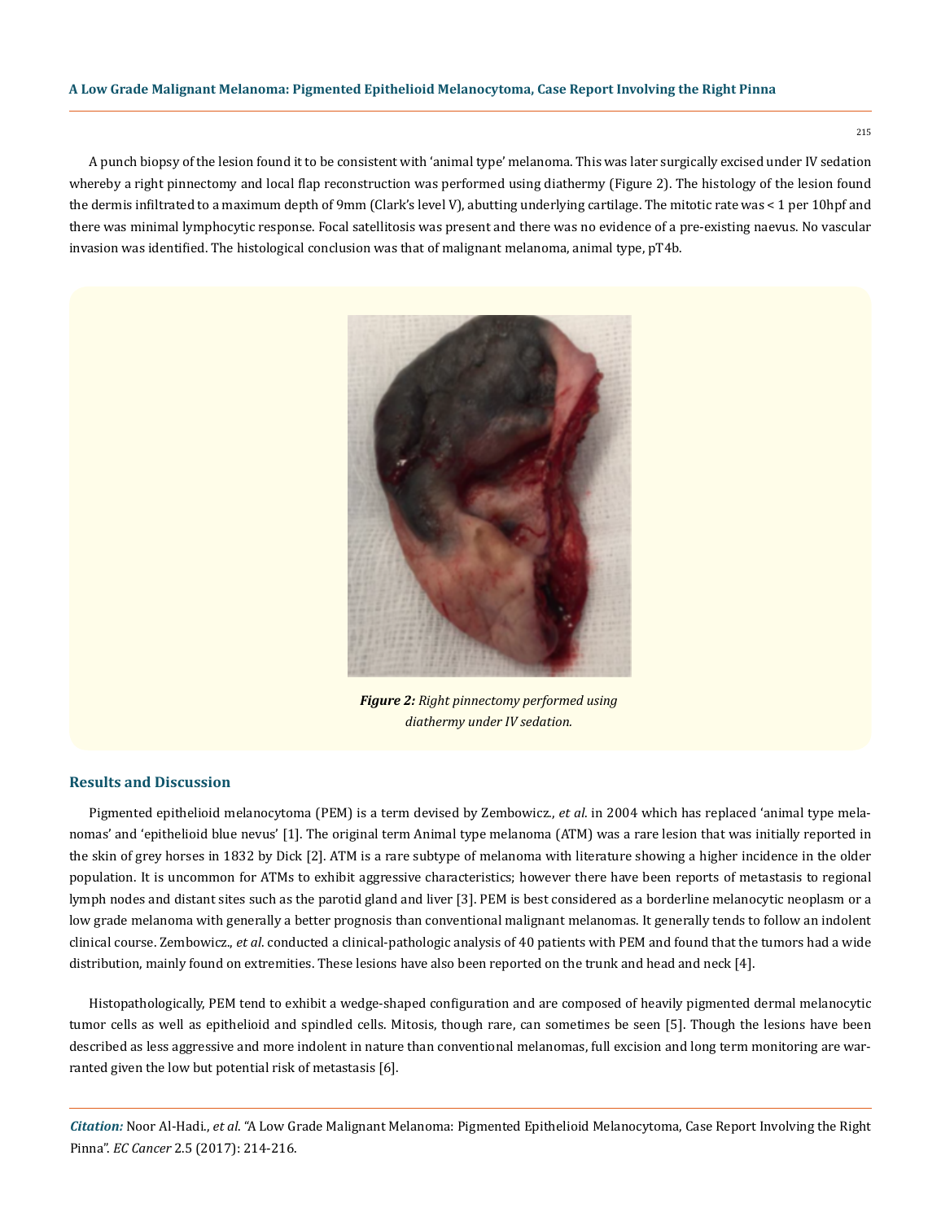A punch biopsy of the lesion found it to be consistent with 'animal type' melanoma. This was later surgically excised under IV sedation whereby a right pinnectomy and local flap reconstruction was performed using diathermy (Figure 2). The histology of the lesion found the dermis infiltrated to a maximum depth of 9mm (Clark's level V), abutting underlying cartilage. The mitotic rate was < 1 per 10hpf and there was minimal lymphocytic response. Focal satellitosis was present and there was no evidence of a pre-existing naevus. No vascular invasion was identified. The histological conclusion was that of malignant melanoma, animal type, pT4b.

***Figure 2:*** *Right pinnectomy performed using diathermy under IV sedation.*

## Results and Discussion

Pigmented epithelioid melanocytoma (PEM) is a term devised by Zembowicz., *et al*. in 2004 which has replaced 'animal type melanomas' and 'epithelioid blue nevus' [1]. The original term Animal type melanoma (ATM) was a rare lesion that was initially reported in the skin of grey horses in 1832 by Dick [2]. ATM is a rare subtype of melanoma with literature showing a higher incidence in the older population. It is uncommon for ATMs to exhibit aggressive characteristics; however there have been reports of metastasis to regional lymph nodes and distant sites such as the parotid gland and liver [3]. PEM is best considered as a borderline melanocytic neoplasm or a low grade melanoma with generally a better prognosis than conventional malignant melanomas. It generally tends to follow an indolent clinical course. Zembowicz., *et al*. conducted a clinical-pathologic analysis of 40 patients with PEM and found that the tumors had a wide distribution, mainly found on extremities. These lesions have also been reported on the trunk and head and neck [4].

Histopathologically, PEM tend to exhibit a wedge-shaped configuration and are composed of heavily pigmented dermal melanocytic tumor cells as well as epithelioid and spindled cells. Mitosis, though rare, can sometimes be seen [5]. Though the lesions have been described as less aggressive and more indolent in nature than conventional melanomas, full excision and long term monitoring are warranted given the low but potential risk of metastasis [6].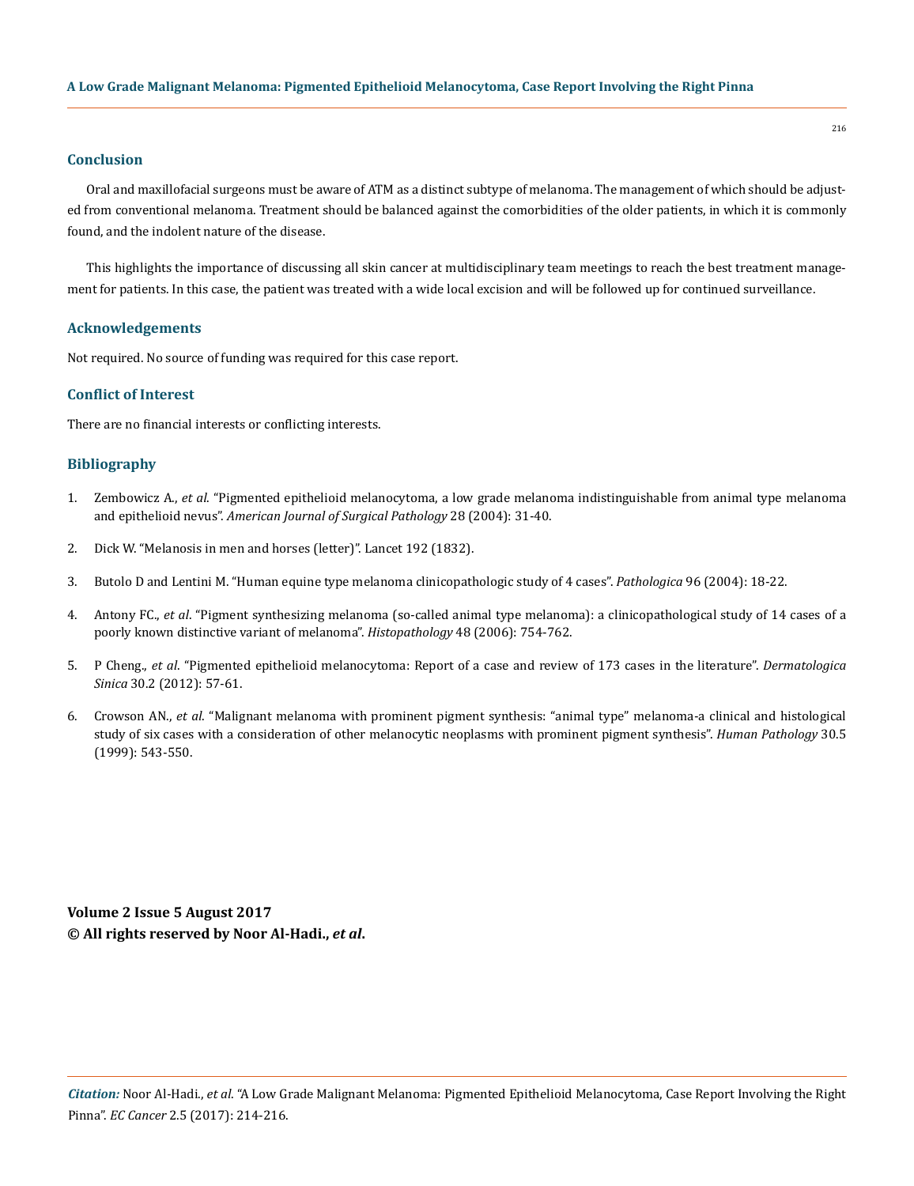## Conclusion

Oral and maxillofacial surgeons must be aware of ATM as a distinct subtype of melanoma. The management of which should be adjusted from conventional melanoma. Treatment should be balanced against the comorbidities of the older patients, in which it is commonly found, and the indolent nature of the disease.

This highlights the importance of discussing all skin cancer at multidisciplinary team meetings to reach the best treatment management for patients. In this case, the patient was treated with a wide local excision and will be followed up for continued surveillance.

## Acknowledgements

Not required. No source of funding was required for this case report.

## Conflict of Interest

There are no financial interests or conflicting interests.

## Bibliography

1. Zembowicz A., *et al*. “Pigmented epithelioid melanocytoma, a low grade melanoma indistinguishable from animal type melanoma and epithelioid nevus”. *American Journal of Surgical Pathology* 28 (2004): 31-40.
2. Dick W. “Melanosis in men and horses (letter)”. Lancet 192 (1832).
3. Butolo D and Lentini M. “Human equine type melanoma clinicopathologic study of 4 cases”. *Pathologica* 96 (2004): 18-22.
4. Antony FC., *et al*. “Pigment synthesizing melanoma (so-called animal type melanoma): a clinicopathological study of 14 cases of a poorly known distinctive variant of melanoma”. *Histopathology* 48 (2006): 754-762.
5. P Cheng., *et al*. “Pigmented epithelioid melanocytoma: Report of a case and review of 173 cases in the literature”. *Dermatologica Sinica* 30.2 (2012): 57-61.
6. Crowson AN., *et al*. “Malignant melanoma with prominent pigment synthesis: “animal type” melanoma-a clinical and histological study of six cases with a consideration of other melanocytic neoplasms with prominent pigment synthesis”. *Human Pathology* 30.5 (1999): 543-550.

**Volume 2 Issue 5 August 2017**
**© All rights reserved by Noor Al-Hadi., *et al*.**